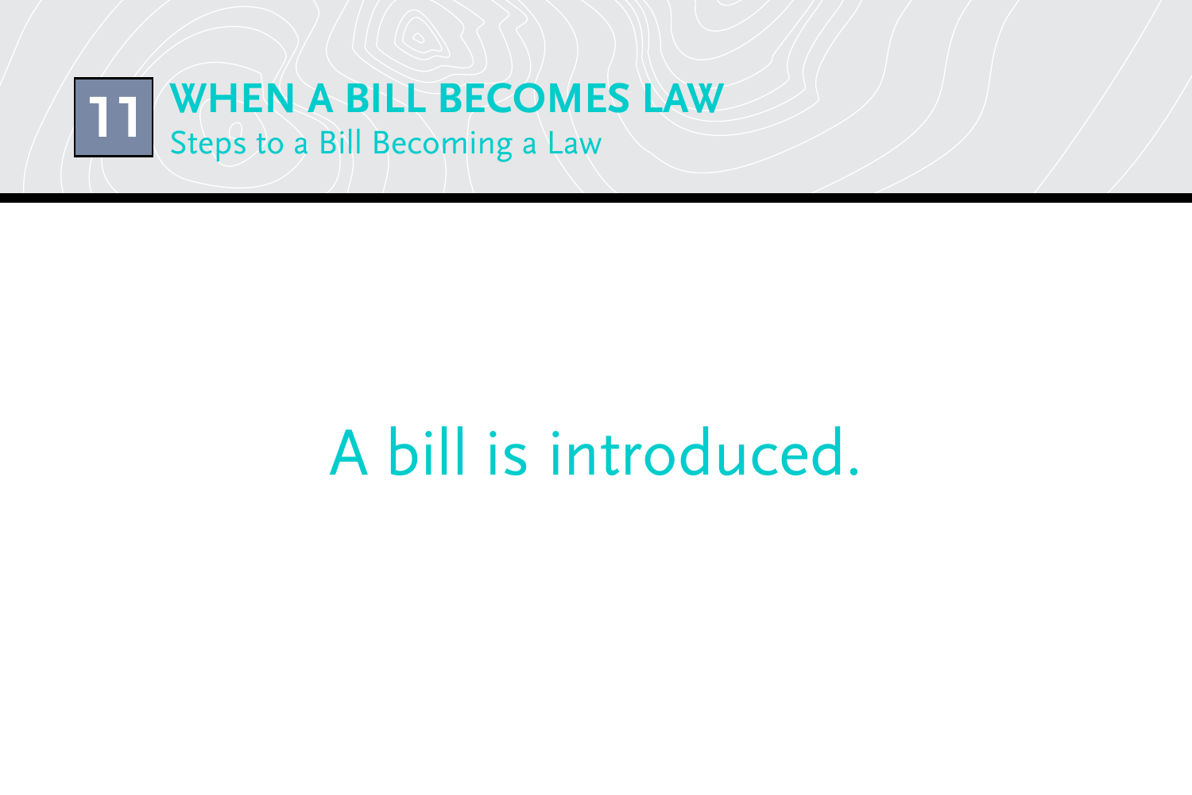# 11 WHEN A BILL BECOMES LAW

## Steps to a Bill Becoming a Law

A bill is introduced.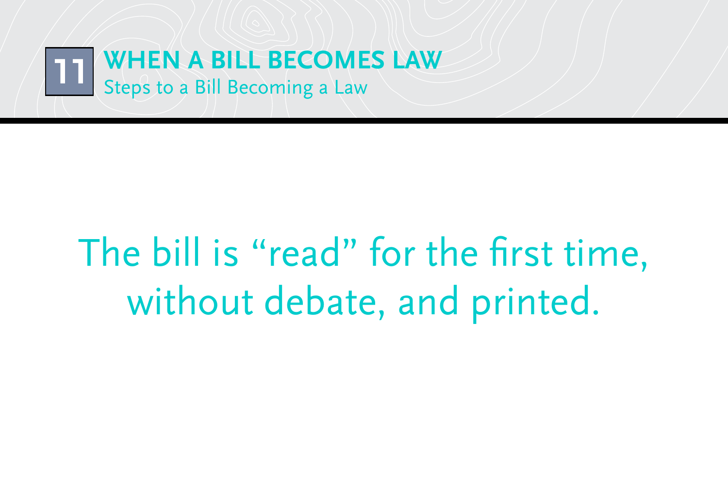# 11 WHEN A BILL BECOMES LAW

## Steps to a Bill Becoming a Law

The bill is "read" for the first time, without debate, and printed.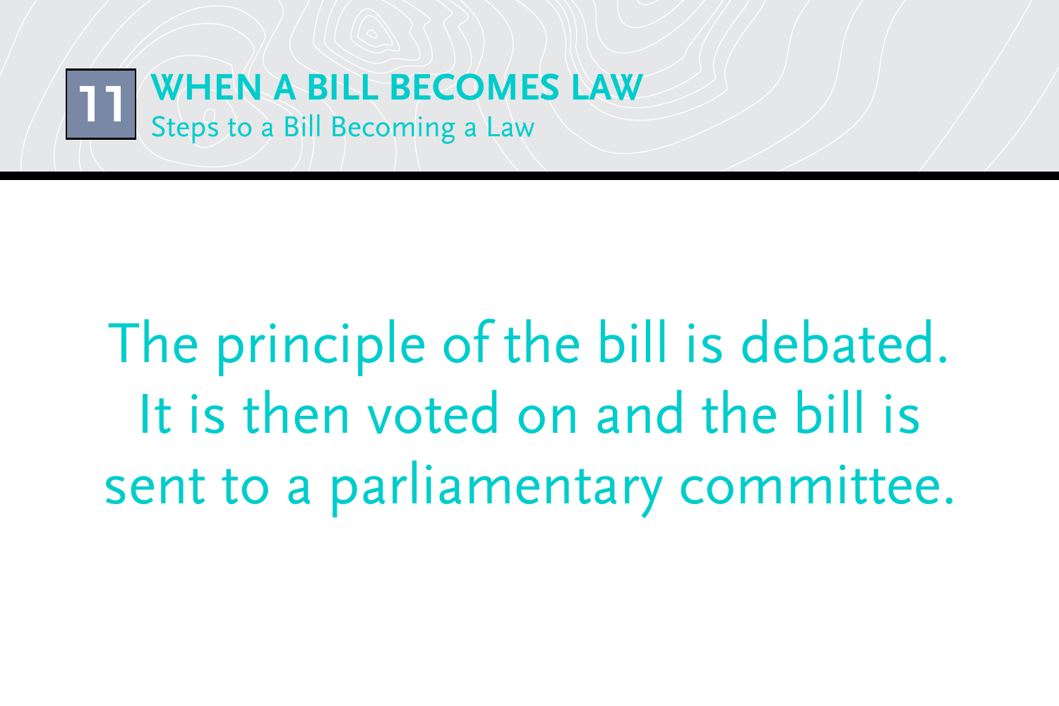# 11 WHEN A BILL BECOMES LAW

## Steps to a Bill Becoming a Law

The principle of the bill is debated. It is then voted on and the bill is sent to a parliamentary committee.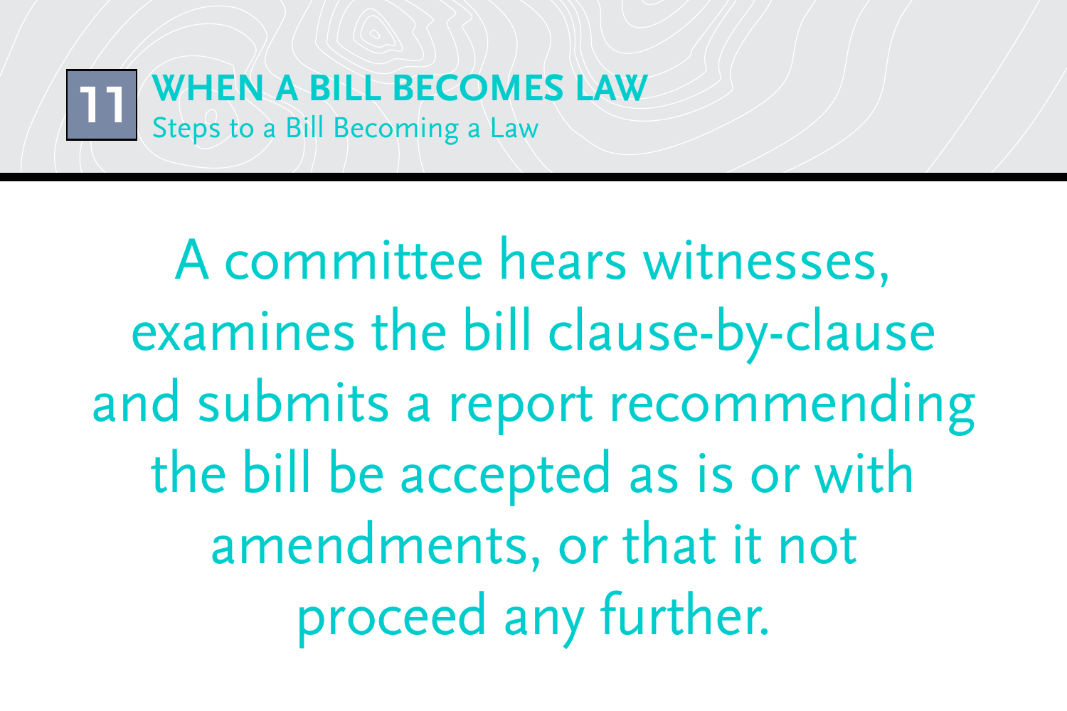**11**

# WHEN A BILL BECOMES LAW

## Steps to a Bill Becoming a Law

A committee hears witnesses, examines the bill clause-by-clause and submits a report recommending the bill be accepted as is or with amendments, or that it not proceed any further.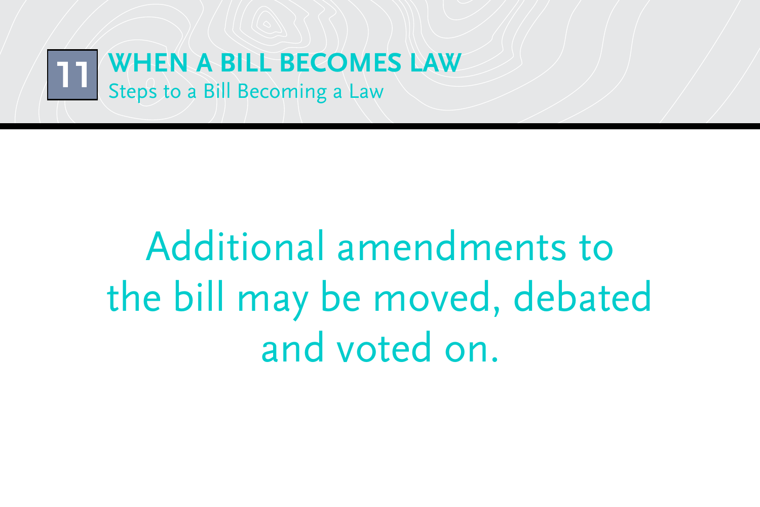**11**

## WHEN A BILL BECOMES LAW

Steps to a Bill Becoming a Law

Additional amendments to the bill may be moved, debated and voted on.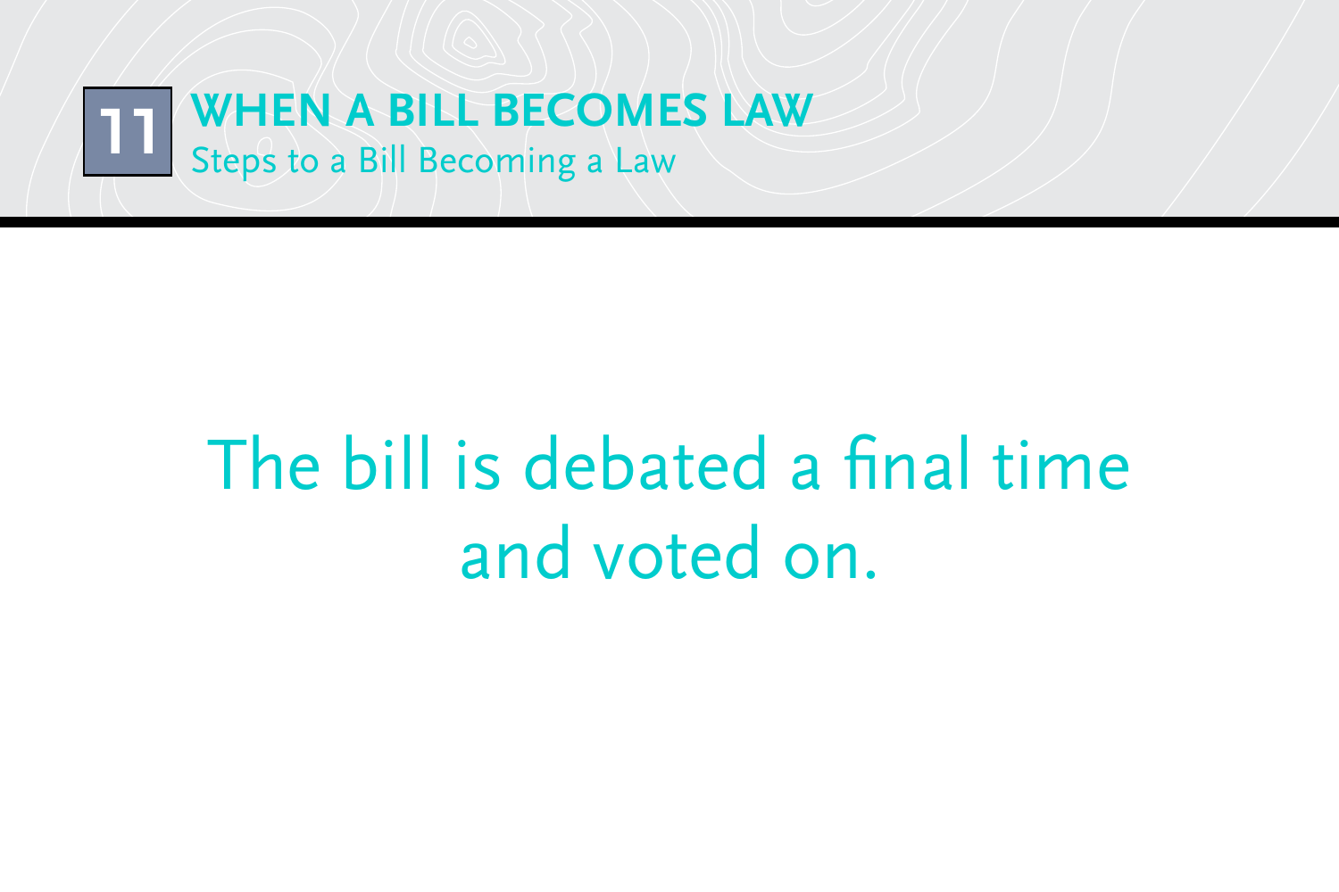**11**

# WHEN A BILL BECOMES LAW

Steps to a Bill Becoming a Law

The bill is debated a final time and voted on.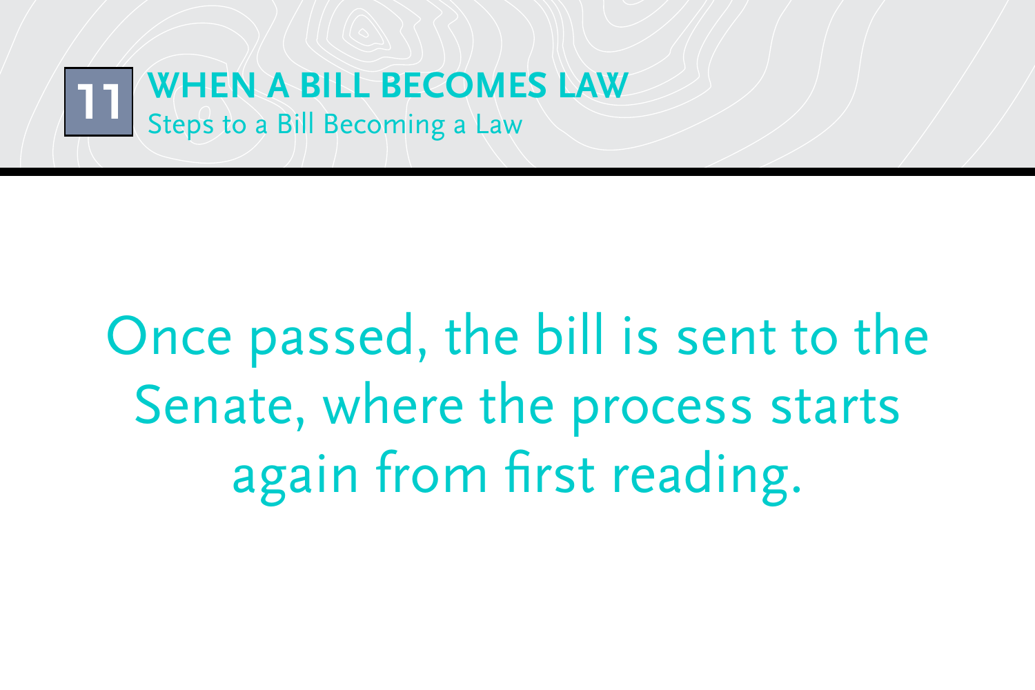# 11 WHEN A BILL BECOMES LAW

## Steps to a Bill Becoming a Law

Once passed, the bill is sent to the Senate, where the process starts again from first reading.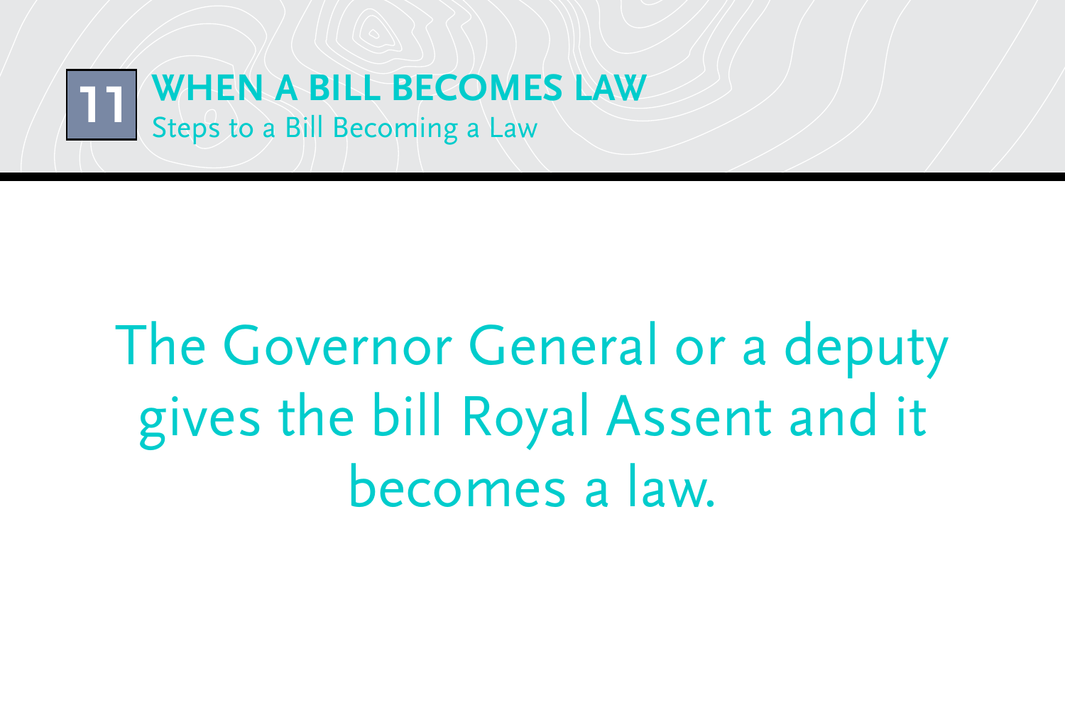## 11 WHEN A BILL BECOMES LAW

Steps to a Bill Becoming a Law

The Governor General or a deputy gives the bill Royal Assent and it becomes a law.